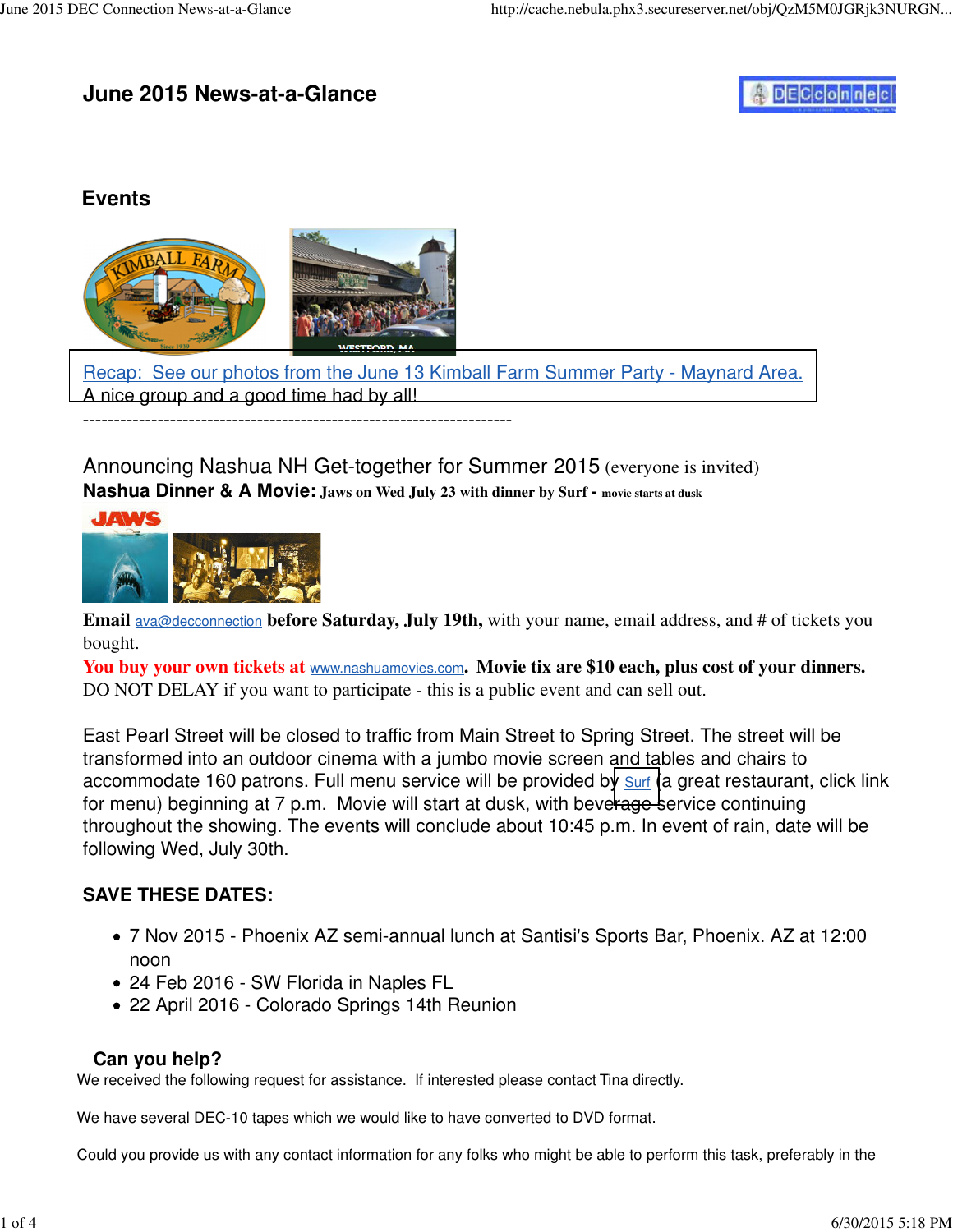# June 2015 News-at-a-Glance

## Events

Recap: See our photos from the June 13 Kimball Farm Summer Party - Maynard Area.
A nice group and a good time had by all!

---------------------------------------------------------------------

Announcing Nashua NH Get-together for Summer 2015 (everyone is invited)

**Nashua Dinner & A Movie: Jaws on Wed July 23 with dinner by Surf - movie starts at dusk**

**Email** ava@decconnection **before Saturday, July 19th,** with your name, email address, and # of tickets you bought.

**You buy your own tickets at** www.nashuamovies.com**. Movie tix are $10 each, plus cost of your dinners.**
DO NOT DELAY if you want to participate - this is a public event and can sell out.

East Pearl Street will be closed to traffic from Main Street to Spring Street. The street will be transformed into an outdoor cinema with a jumbo movie screen and tables and chairs to accommodate 160 patrons. Full menu service will be provided by Surf (a great restaurant, click link for menu) beginning at 7 p.m. Movie will start at dusk, with beverage service continuing throughout the showing. The events will conclude about 10:45 p.m. In event of rain, date will be following Wed, July 30th.

**SAVE THESE DATES:**

- 7 Nov 2015 - Phoenix AZ semi-annual lunch at Santisi's Sports Bar, Phoenix. AZ at 12:00 noon
- 24 Feb 2016 - SW Florida in Naples FL
- 22 April 2016 - Colorado Springs 14th Reunion

### Can you help?

We received the following request for assistance. If interested please contact Tina directly.

We have several DEC-10 tapes which we would like to have converted to DVD format.

Could you provide us with any contact information for any folks who might be able to perform this task, preferably in the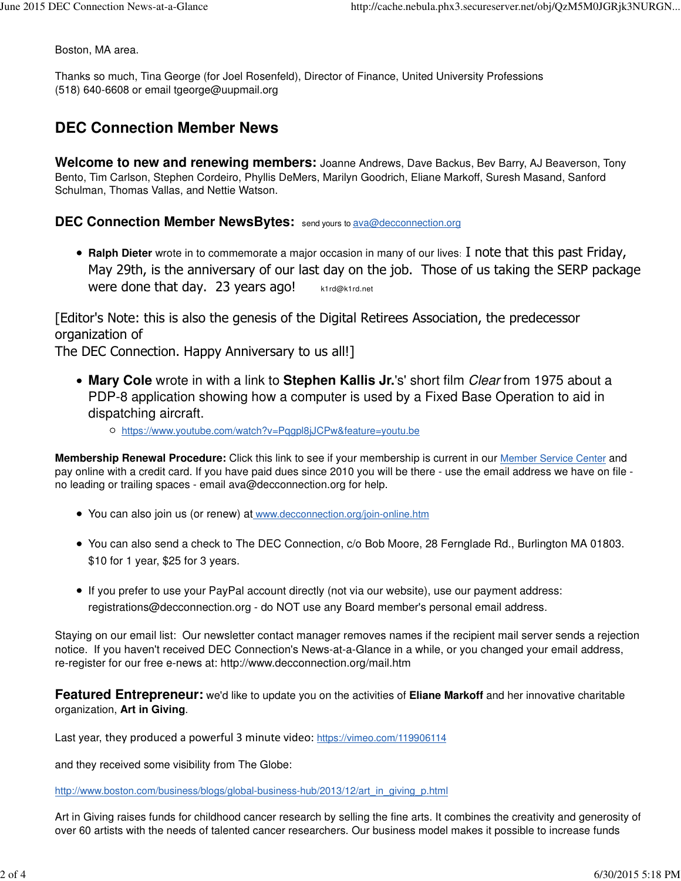Boston, MA area.

Thanks so much, Tina George (for Joel Rosenfeld), Director of Finance, United University Professions
(518) 640-6608 or email tgeorge@uupmail.org

## DEC Connection Member News

**Welcome to new and renewing members:** Joanne Andrews, Dave Backus, Bev Barry, AJ Beaverson, Tony Bento, Tim Carlson, Stephen Cordeiro, Phyllis DeMers, Marilyn Goodrich, Eliane Markoff, Suresh Masand, Sanford Schulman, Thomas Vallas, and Nettie Watson.

### DEC Connection Member NewsBytes: send yours to ava@decconnection.org

- **Ralph Dieter** wrote in to commemorate a major occasion in many of our lives: I note that this past Friday, May 29th, is the anniversary of our last day on the job. Those of us taking the SERP package were done that day. 23 years ago! k1rd@k1rd.net

[Editor's Note: this is also the genesis of the Digital Retirees Association, the predecessor organization of
The DEC Connection. Happy Anniversary to us all!]

- **Mary Cole** wrote in with a link to **Stephen Kallis Jr.**'s' short film *Clear* from 1975 about a PDP-8 application showing how a computer is used by a Fixed Base Operation to aid in dispatching aircraft.
  - https://www.youtube.com/watch?v=Pqgpl8jJCPw&feature=youtu.be

**Membership Renewal Procedure:** Click this link to see if your membership is current in our Member Service Center and pay online with a credit card. If you have paid dues since 2010 you will be there - use the email address we have on file - no leading or trailing spaces - email ava@decconnection.org for help.

- You can also join us (or renew) at www.decconnection.org/join-online.htm
- You can also send a check to The DEC Connection, c/o Bob Moore, 28 Fernglade Rd., Burlington MA 01803. $10 for 1 year, $25 for 3 years.
- If you prefer to use your PayPal account directly (not via our website), use our payment address: registrations@decconnection.org - do NOT use any Board member's personal email address.

Staying on our email list: Our newsletter contact manager removes names if the recipient mail server sends a rejection notice. If you haven't received DEC Connection's News-at-a-Glance in a while, or you changed your email address, re-register for our free e-news at: http://www.decconnection.org/mail.htm

**Featured Entrepreneur:** we'd like to update you on the activities of **Eliane Markoff** and her innovative charitable organization, **Art in Giving**.

Last year, they produced a powerful 3 minute video: https://vimeo.com/119906114

and they received some visibility from The Globe:

http://www.boston.com/business/blogs/global-business-hub/2013/12/art_in_giving_p.html

Art in Giving raises funds for childhood cancer research by selling the fine arts. It combines the creativity and generosity of over 60 artists with the needs of talented cancer researchers. Our business model makes it possible to increase funds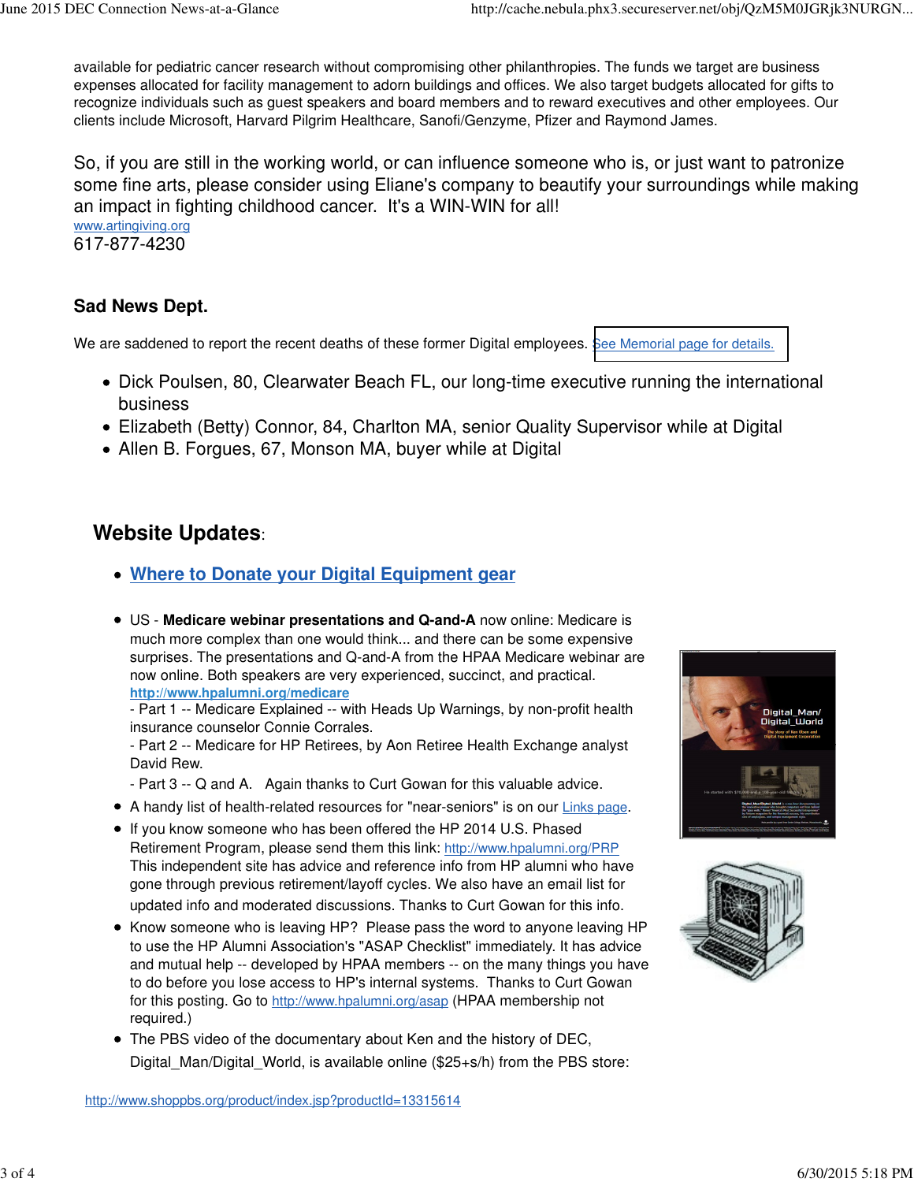available for pediatric cancer research without compromising other philanthropies. The funds we target are business expenses allocated for facility management to adorn buildings and offices. We also target budgets allocated for gifts to recognize individuals such as guest speakers and board members and to reward executives and other employees. Our clients include Microsoft, Harvard Pilgrim Healthcare, Sanofi/Genzyme, Pfizer and Raymond James.

So, if you are still in the working world, or can influence someone who is, or just want to patronize some fine arts, please consider using Eliane's company to beautify your surroundings while making an impact in fighting childhood cancer. It's a WIN-WIN for all!
www.artingiving.org
617-877-4230

### Sad News Dept.

We are saddened to report the recent deaths of these former Digital employees. See Memorial page for details.

- Dick Poulsen, 80, Clearwater Beach FL, our long-time executive running the international business
- Elizabeth (Betty) Connor, 84, Charlton MA, senior Quality Supervisor while at Digital
- Allen B. Forgues, 67, Monson MA, buyer while at Digital

## Website Updates:

- **Where to Donate your Digital Equipment gear**

- US - **Medicare webinar presentations and Q-and-A** now online: Medicare is much more complex than one would think... and there can be some expensive surprises. The presentations and Q-and-A from the HPAA Medicare webinar are now online. Both speakers are very experienced, succinct, and practical.
  **http://www.hpalumni.org/medicare**
  - Part 1 -- Medicare Explained -- with Heads Up Warnings, by non-profit health insurance counselor Connie Corrales.
  - Part 2 -- Medicare for HP Retirees, by Aon Retiree Health Exchange analyst David Rew.
  - Part 3 -- Q and A. Again thanks to Curt Gowan for this valuable advice.
- A handy list of health-related resources for "near-seniors" is on our Links page.
- If you know someone who has been offered the HP 2014 U.S. Phased Retirement Program, please send them this link: http://www.hpalumni.org/PRP
  This independent site has advice and reference info from HP alumni who have gone through previous retirement/layoff cycles. We also have an email list for updated info and moderated discussions. Thanks to Curt Gowan for this info.
- Know someone who is leaving HP? Please pass the word to anyone leaving HP to use the HP Alumni Association's "ASAP Checklist" immediately. It has advice and mutual help -- developed by HPAA members -- on the many things you have to do before you lose access to HP's internal systems. Thanks to Curt Gowan for this posting. Go to http://www.hpalumni.org/asap (HPAA membership not required.)
- The PBS video of the documentary about Ken and the history of DEC, Digital_Man/Digital_World, is available online ($25+s/h) from the PBS store:

http://www.shoppbs.org/product/index.jsp?productId=13315614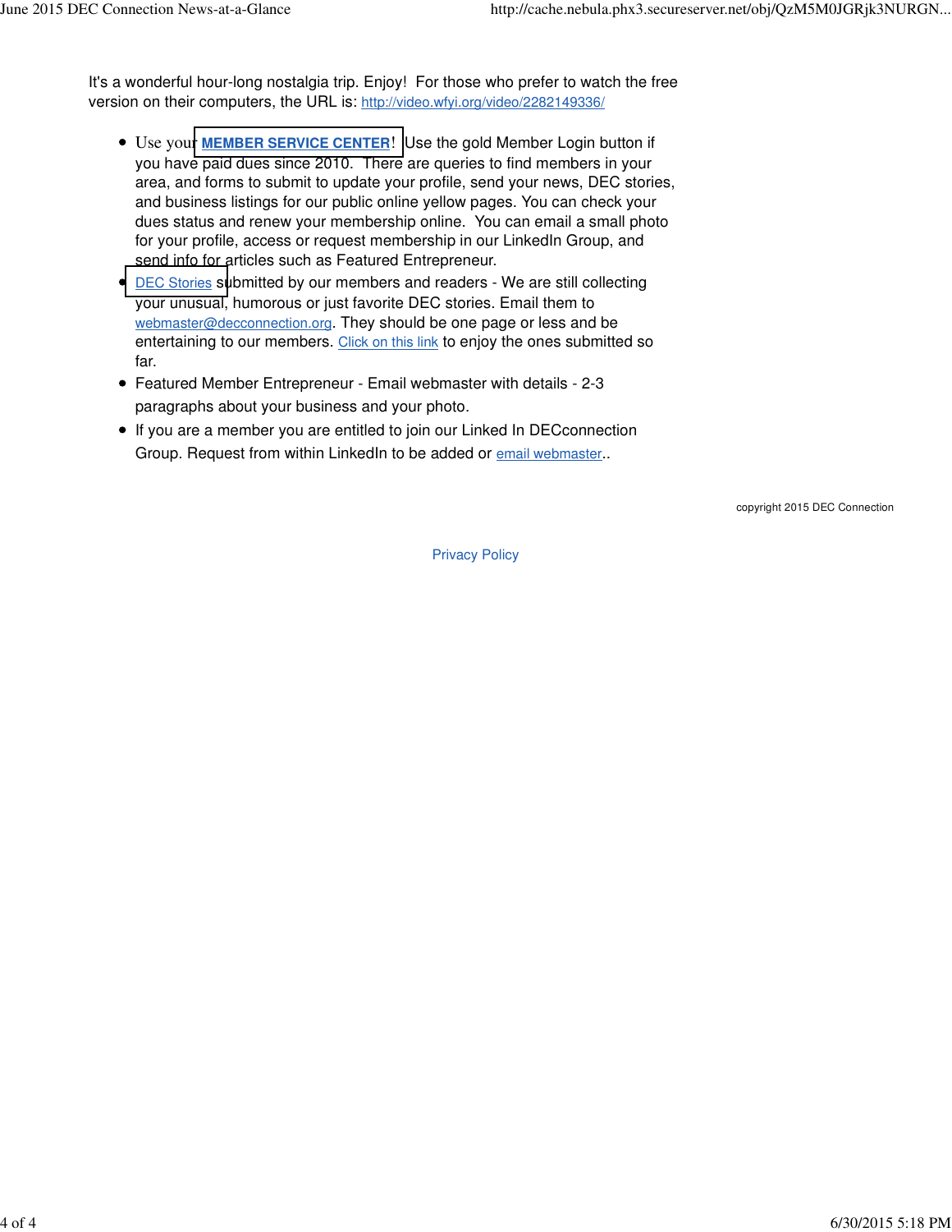It's a wonderful hour-long nostalgia trip. Enjoy!  For those who prefer to watch the free version on their computers, the URL is: http://video.wfyi.org/video/2282149336/

- Use your **MEMBER SERVICE CENTER**! Use the gold Member Login button if you have paid dues since 2010.  There are queries to find members in your area, and forms to submit to update your profile, send your news, DEC stories, and business listings for our public online yellow pages. You can check your dues status and renew your membership online.  You can email a small photo for your profile, access or request membership in our LinkedIn Group, and send info for articles such as Featured Entrepreneur.
- DEC Stories submitted by our members and readers - We are still collecting your unusual, humorous or just favorite DEC stories. Email them to webmaster@decconnection.org. They should be one page or less and be entertaining to our members. Click on this link to enjoy the ones submitted so far.
- Featured Member Entrepreneur - Email webmaster with details - 2-3 paragraphs about your business and your photo.
- If you are a member you are entitled to join our Linked In DECconnection Group. Request from within LinkedIn to be added or email webmaster..

copyright 2015 DEC Connection

Privacy Policy